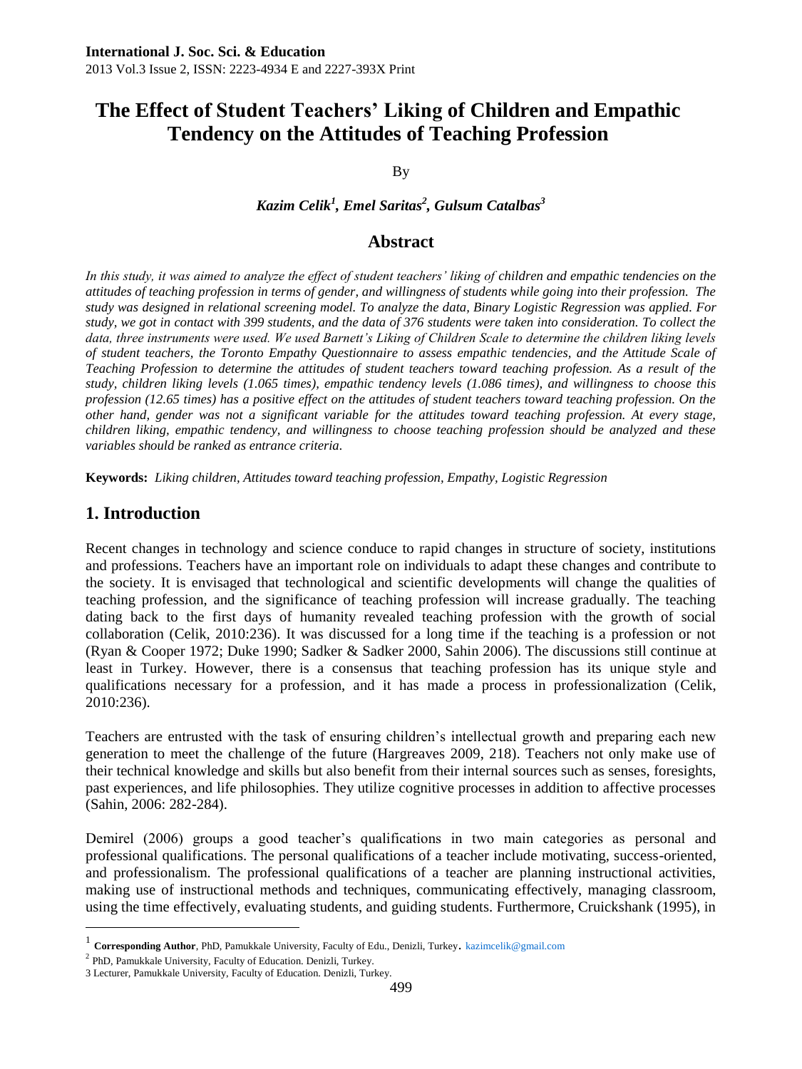# The Effect of Student Teachers' Liking of Children and Empathic Tendency on the Attitudes of Teaching Profession

By

***Kazim Celik[1], Emel Saritas[2], Gulsum Catalbas[3]***

## Abstract

*In this study, it was aimed to analyze the effect of student teachers' liking of children and empathic tendencies on the attitudes of teaching profession in terms of gender, and willingness of students while going into their profession. The study was designed in relational screening model. To analyze the data, Binary Logistic Regression was applied. For study, we got in contact with 399 students, and the data of 376 students were taken into consideration. To collect the data, three instruments were used. We used Barnett's Liking of Children Scale to determine the children liking levels of student teachers, the Toronto Empathy Questionnaire to assess empathic tendencies, and the Attitude Scale of Teaching Profession to determine the attitudes of student teachers toward teaching profession. As a result of the study, children liking levels (1.065 times), empathic tendency levels (1.086 times), and willingness to choose this profession (12.65 times) has a positive effect on the attitudes of student teachers toward teaching profession. On the other hand, gender was not a significant variable for the attitudes toward teaching profession. At every stage, children liking, empathic tendency, and willingness to choose teaching profession should be analyzed and these variables should be ranked as entrance criteria.*

**Keywords:** *Liking children, Attitudes toward teaching profession, Empathy, Logistic Regression*

## 1. Introduction

Recent changes in technology and science conduce to rapid changes in structure of society, institutions and professions. Teachers have an important role on individuals to adapt these changes and contribute to the society. It is envisaged that technological and scientific developments will change the qualities of teaching profession, and the significance of teaching profession will increase gradually. The teaching dating back to the first days of humanity revealed teaching profession with the growth of social collaboration (Celik, 2010:236). It was discussed for a long time if the teaching is a profession or not (Ryan & Cooper 1972; Duke 1990; Sadker & Sadker 2000, Sahin 2006). The discussions still continue at least in Turkey. However, there is a consensus that teaching profession has its unique style and qualifications necessary for a profession, and it has made a process in professionalization (Celik, 2010:236).

Teachers are entrusted with the task of ensuring children's intellectual growth and preparing each new generation to meet the challenge of the future (Hargreaves 2009, 218). Teachers not only make use of their technical knowledge and skills but also benefit from their internal sources such as senses, foresights, past experiences, and life philosophies. They utilize cognitive processes in addition to affective processes (Sahin, 2006: 282-284).

Demirel (2006) groups a good teacher's qualifications in two main categories as personal and professional qualifications. The personal qualifications of a teacher include motivating, success-oriented, and professionalism. The professional qualifications of a teacher are planning instructional activities, making use of instructional methods and techniques, communicating effectively, managing classroom, using the time effectively, evaluating students, and guiding students. Furthermore, Cruickshank (1995), in

---

[1] **Corresponding Author**, PhD, Pamukkale University, Faculty of Edu., Denizli, Turkey. kazimcelik@gmail.com

[2] PhD, Pamukkale University, Faculty of Education. Denizli, Turkey.

[3] Lecturer, Pamukkale University, Faculty of Education. Denizli, Turkey.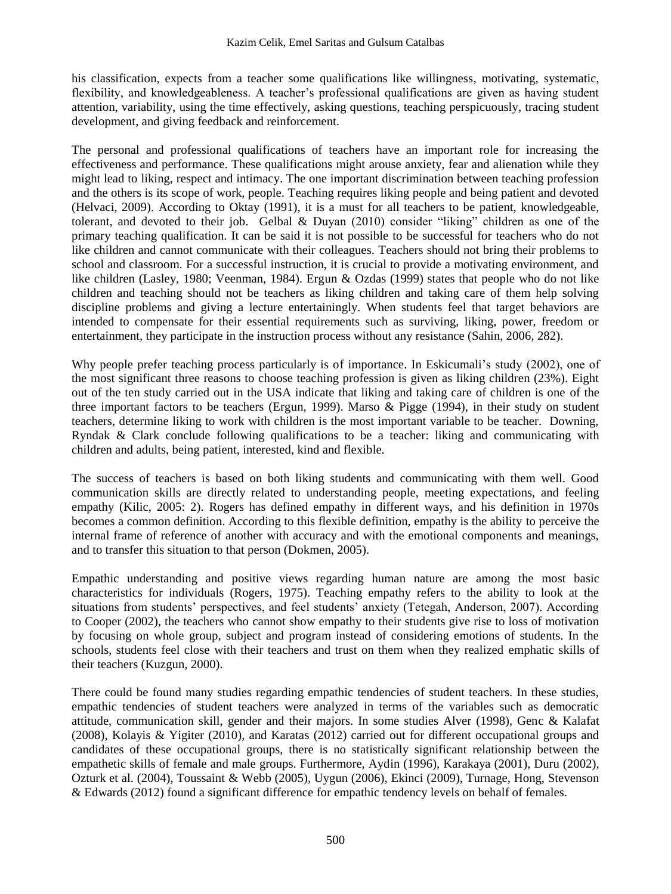his classification, expects from a teacher some qualifications like willingness, motivating, systematic, flexibility, and knowledgeableness. A teacher's professional qualifications are given as having student attention, variability, using the time effectively, asking questions, teaching perspicuously, tracing student development, and giving feedback and reinforcement.

The personal and professional qualifications of teachers have an important role for increasing the effectiveness and performance. These qualifications might arouse anxiety, fear and alienation while they might lead to liking, respect and intimacy. The one important discrimination between teaching profession and the others is its scope of work, people. Teaching requires liking people and being patient and devoted (Helvaci, 2009). According to Oktay (1991), it is a must for all teachers to be patient, knowledgeable, tolerant, and devoted to their job. Gelbal & Duyan (2010) consider "liking" children as one of the primary teaching qualification. It can be said it is not possible to be successful for teachers who do not like children and cannot communicate with their colleagues. Teachers should not bring their problems to school and classroom. For a successful instruction, it is crucial to provide a motivating environment, and like children (Lasley, 1980; Veenman, 1984). Ergun & Ozdas (1999) states that people who do not like children and teaching should not be teachers as liking children and taking care of them help solving discipline problems and giving a lecture entertainingly. When students feel that target behaviors are intended to compensate for their essential requirements such as surviving, liking, power, freedom or entertainment, they participate in the instruction process without any resistance (Sahin, 2006, 282).

Why people prefer teaching process particularly is of importance. In Eskicumali's study (2002), one of the most significant three reasons to choose teaching profession is given as liking children (23%). Eight out of the ten study carried out in the USA indicate that liking and taking care of children is one of the three important factors to be teachers (Ergun, 1999). Marso & Pigge (1994), in their study on student teachers, determine liking to work with children is the most important variable to be teacher. Downing, Ryndak & Clark conclude following qualifications to be a teacher: liking and communicating with children and adults, being patient, interested, kind and flexible.

The success of teachers is based on both liking students and communicating with them well. Good communication skills are directly related to understanding people, meeting expectations, and feeling empathy (Kilic, 2005: 2). Rogers has defined empathy in different ways, and his definition in 1970s becomes a common definition. According to this flexible definition, empathy is the ability to perceive the internal frame of reference of another with accuracy and with the emotional components and meanings, and to transfer this situation to that person (Dokmen, 2005).

Empathic understanding and positive views regarding human nature are among the most basic characteristics for individuals (Rogers, 1975). Teaching empathy refers to the ability to look at the situations from students' perspectives, and feel students' anxiety (Tetegah, Anderson, 2007). According to Cooper (2002), the teachers who cannot show empathy to their students give rise to loss of motivation by focusing on whole group, subject and program instead of considering emotions of students. In the schools, students feel close with their teachers and trust on them when they realized emphatic skills of their teachers (Kuzgun, 2000).

There could be found many studies regarding empathic tendencies of student teachers. In these studies, empathic tendencies of student teachers were analyzed in terms of the variables such as democratic attitude, communication skill, gender and their majors. In some studies Alver (1998), Genc & Kalafat (2008), Kolayis & Yigiter (2010), and Karatas (2012) carried out for different occupational groups and candidates of these occupational groups, there is no statistically significant relationship between the empathetic skills of female and male groups. Furthermore, Aydin (1996), Karakaya (2001), Duru (2002), Ozturk et al. (2004), Toussaint & Webb (2005), Uygun (2006), Ekinci (2009), Turnage, Hong, Stevenson & Edwards (2012) found a significant difference for empathic tendency levels on behalf of females.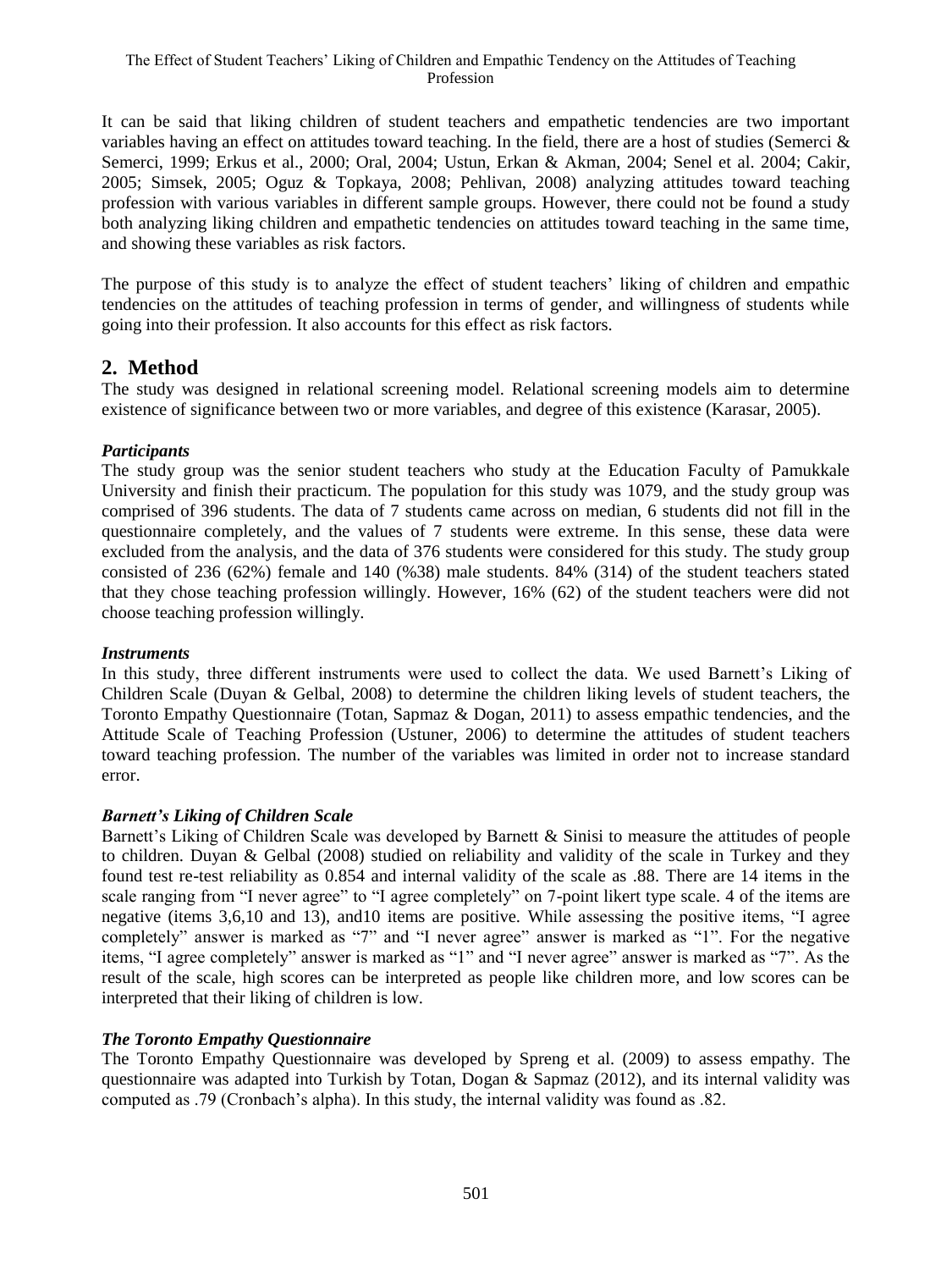It can be said that liking children of student teachers and empathetic tendencies are two important variables having an effect on attitudes toward teaching. In the field, there are a host of studies (Semerci & Semerci, 1999; Erkus et al., 2000; Oral, 2004; Ustun, Erkan & Akman, 2004; Senel et al. 2004; Cakir, 2005; Simsek, 2005; Oguz & Topkaya, 2008; Pehlivan, 2008) analyzing attitudes toward teaching profession with various variables in different sample groups. However, there could not be found a study both analyzing liking children and empathetic tendencies on attitudes toward teaching in the same time, and showing these variables as risk factors.

The purpose of this study is to analyze the effect of student teachers' liking of children and empathic tendencies on the attitudes of teaching profession in terms of gender, and willingness of students while going into their profession. It also accounts for this effect as risk factors.

## 2. Method

The study was designed in relational screening model. Relational screening models aim to determine existence of significance between two or more variables, and degree of this existence (Karasar, 2005).

### *Participants*

The study group was the senior student teachers who study at the Education Faculty of Pamukkale University and finish their practicum. The population for this study was 1079, and the study group was comprised of 396 students. The data of 7 students came across on median, 6 students did not fill in the questionnaire completely, and the values of 7 students were extreme. In this sense, these data were excluded from the analysis, and the data of 376 students were considered for this study. The study group consisted of 236 (62%) female and 140 (%38) male students. 84% (314) of the student teachers stated that they chose teaching profession willingly. However, 16% (62) of the student teachers were did not choose teaching profession willingly.

### *Instruments*

In this study, three different instruments were used to collect the data. We used Barnett's Liking of Children Scale (Duyan & Gelbal, 2008) to determine the children liking levels of student teachers, the Toronto Empathy Questionnaire (Totan, Sapmaz & Dogan, 2011) to assess empathic tendencies, and the Attitude Scale of Teaching Profession (Ustuner, 2006) to determine the attitudes of student teachers toward teaching profession. The number of the variables was limited in order not to increase standard error.

### *Barnett's Liking of Children Scale*

Barnett's Liking of Children Scale was developed by Barnett & Sinisi to measure the attitudes of people to children. Duyan & Gelbal (2008) studied on reliability and validity of the scale in Turkey and they found test re-test reliability as 0.854 and internal validity of the scale as .88. There are 14 items in the scale ranging from "I never agree" to "I agree completely" on 7-point likert type scale. 4 of the items are negative (items 3,6,10 and 13), and10 items are positive. While assessing the positive items, "I agree completely" answer is marked as "7" and "I never agree" answer is marked as "1". For the negative items, "I agree completely" answer is marked as "1" and "I never agree" answer is marked as "7". As the result of the scale, high scores can be interpreted as people like children more, and low scores can be interpreted that their liking of children is low.

### *The Toronto Empathy Questionnaire*

The Toronto Empathy Questionnaire was developed by Spreng et al. (2009) to assess empathy. The questionnaire was adapted into Turkish by Totan, Dogan & Sapmaz (2012), and its internal validity was computed as .79 (Cronbach's alpha). In this study, the internal validity was found as .82.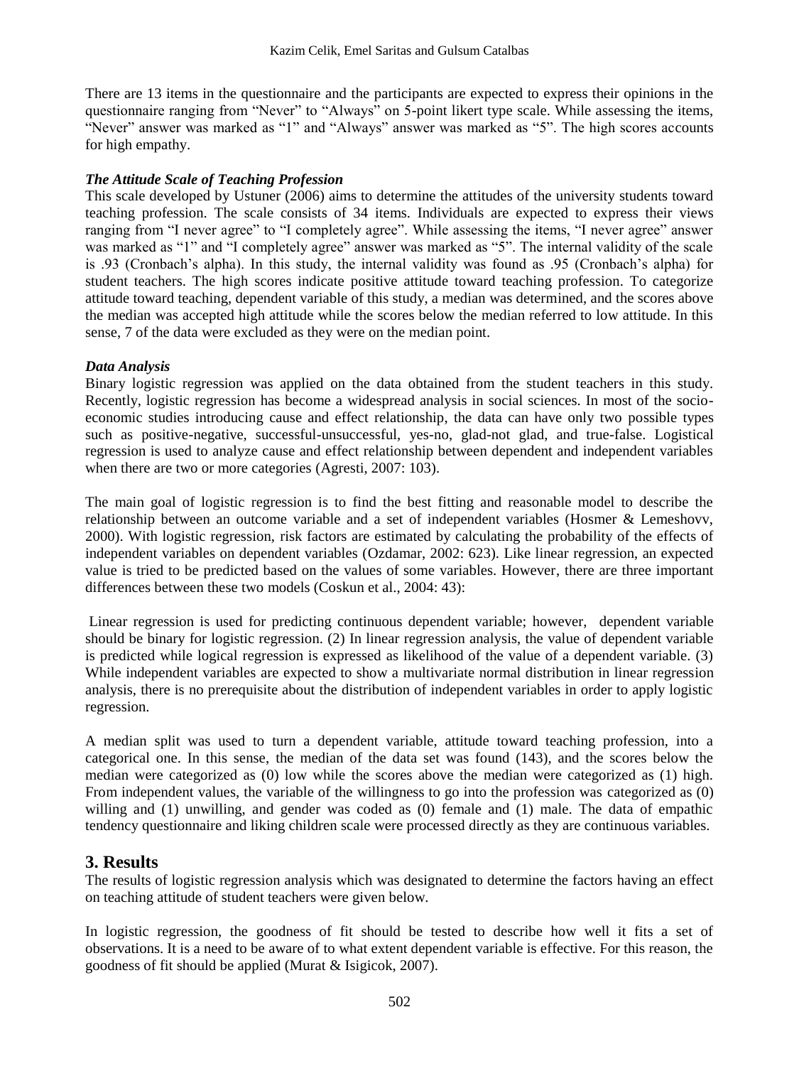There are 13 items in the questionnaire and the participants are expected to express their opinions in the questionnaire ranging from "Never" to "Always" on 5-point likert type scale. While assessing the items, "Never" answer was marked as "1" and "Always" answer was marked as "5". The high scores accounts for high empathy.

***The Attitude Scale of Teaching Profession***

This scale developed by Ustuner (2006) aims to determine the attitudes of the university students toward teaching profession. The scale consists of 34 items. Individuals are expected to express their views ranging from "I never agree" to "I completely agree". While assessing the items, "I never agree" answer was marked as "1" and "I completely agree" answer was marked as "5". The internal validity of the scale is .93 (Cronbach's alpha). In this study, the internal validity was found as .95 (Cronbach's alpha) for student teachers. The high scores indicate positive attitude toward teaching profession. To categorize attitude toward teaching, dependent variable of this study, a median was determined, and the scores above the median was accepted high attitude while the scores below the median referred to low attitude. In this sense, 7 of the data were excluded as they were on the median point.

***Data Analysis***

Binary logistic regression was applied on the data obtained from the student teachers in this study. Recently, logistic regression has become a widespread analysis in social sciences. In most of the socio-economic studies introducing cause and effect relationship, the data can have only two possible types such as positive-negative, successful-unsuccessful, yes-no, glad-not glad, and true-false. Logistical regression is used to analyze cause and effect relationship between dependent and independent variables when there are two or more categories (Agresti, 2007: 103).

The main goal of logistic regression is to find the best fitting and reasonable model to describe the relationship between an outcome variable and a set of independent variables (Hosmer & Lemeshovv, 2000). With logistic regression, risk factors are estimated by calculating the probability of the effects of independent variables on dependent variables (Ozdamar, 2002: 623). Like linear regression, an expected value is tried to be predicted based on the values of some variables. However, there are three important differences between these two models (Coskun et al., 2004: 43):

Linear regression is used for predicting continuous dependent variable; however, dependent variable should be binary for logistic regression. (2) In linear regression analysis, the value of dependent variable is predicted while logical regression is expressed as likelihood of the value of a dependent variable. (3) While independent variables are expected to show a multivariate normal distribution in linear regression analysis, there is no prerequisite about the distribution of independent variables in order to apply logistic regression.

A median split was used to turn a dependent variable, attitude toward teaching profession, into a categorical one. In this sense, the median of the data set was found (143), and the scores below the median were categorized as (0) low while the scores above the median were categorized as (1) high. From independent values, the variable of the willingness to go into the profession was categorized as (0) willing and (1) unwilling, and gender was coded as (0) female and (1) male. The data of empathic tendency questionnaire and liking children scale were processed directly as they are continuous variables.

## 3. Results

The results of logistic regression analysis which was designated to determine the factors having an effect on teaching attitude of student teachers were given below.

In logistic regression, the goodness of fit should be tested to describe how well it fits a set of observations. It is a need to be aware of to what extent dependent variable is effective. For this reason, the goodness of fit should be applied (Murat & Isigicok, 2007).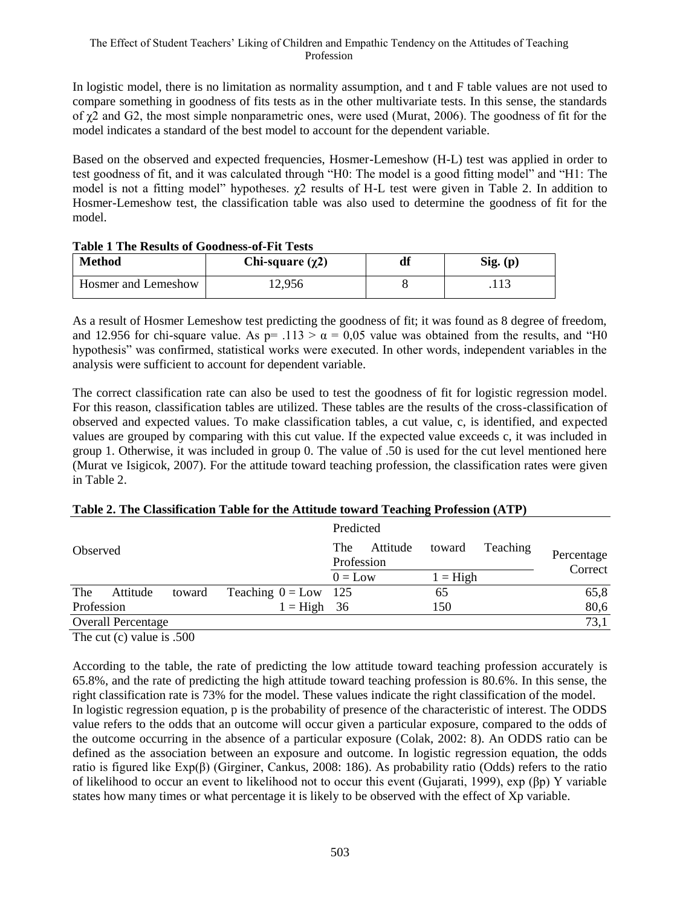In logistic model, there is no limitation as normality assumption, and t and F table values are not used to compare something in goodness of fits tests as in the other multivariate tests. In this sense, the standards of $\chi 2$ and G2, the most simple nonparametric ones, were used (Murat, 2006). The goodness of fit for the model indicates a standard of the best model to account for the dependent variable.

Based on the observed and expected frequencies, Hosmer-Lemeshow (H-L) test was applied in order to test goodness of fit, and it was calculated through "H0: The model is a good fitting model" and "H1: The model is not a fitting model" hypotheses. $\chi 2$ results of H-L test were given in Table 2. In addition to Hosmer-Lemeshow test, the classification table was also used to determine the goodness of fit for the model.

**Table 1 The Results of Goodness-of-Fit Tests**

| Method | Chi-square ($\chi 2$) | df | Sig. (p) |
|---|---|---|---|
| Hosmer and Lemeshow | 12,956 | 8 | .113 |

As a result of Hosmer Lemeshow test predicting the goodness of fit; it was found as 8 degree of freedom, and 12.956 for chi-square value. As $p= .113 > \alpha = 0,05$ value was obtained from the results, and "H0 hypothesis" was confirmed, statistical works were executed. In other words, independent variables in the analysis were sufficient to account for dependent variable.

The correct classification rate can also be used to test the goodness of fit for logistic regression model. For this reason, classification tables are utilized. These tables are the results of the cross-classification of observed and expected values. To make classification tables, a cut value, c, is identified, and expected values are grouped by comparing with this cut value. If the expected value exceeds c, it was included in group 1. Otherwise, it was included in group 0. The value of .50 is used for the cut level mentioned here (Murat ve Isigicok, 2007). For the attitude toward teaching profession, the classification rates were given in Table 2.

**Table 2. The Classification Table for the Attitude toward Teaching Profession (ATP)**

| Observed | | Predicted: The Attitude toward Teaching Profession | | Percentage Correct |
|---|---|---|---|---|
| | | 0 = Low | 1 = High | |
| The Attitude toward Teaching Profession | 0 = Low | 125 | 65 | 65,8 |
| | 1 = High | 36 | 150 | 80,6 |
| Overall Percentage | | | | 73,1 |

The cut (c) value is .500

According to the table, the rate of predicting the low attitude toward teaching profession accurately is 65.8%, and the rate of predicting the high attitude toward teaching profession is 80.6%. In this sense, the right classification rate is 73% for the model. These values indicate the right classification of the model.
In logistic regression equation, p is the probability of presence of the characteristic of interest. The ODDS value refers to the odds that an outcome will occur given a particular exposure, compared to the odds of the outcome occurring in the absence of a particular exposure (Colak, 2002: 8). An ODDS ratio can be defined as the association between an exposure and outcome. In logistic regression equation, the odds ratio is figured like Exp(β) (Girginer, Cankus, 2008: 186). As probability ratio (Odds) refers to the ratio of likelihood to occur an event to likelihood not to occur this event (Gujarati, 1999), exp ($\beta p$) Y variable states how many times or what percentage it is likely to be observed with the effect of Xp variable.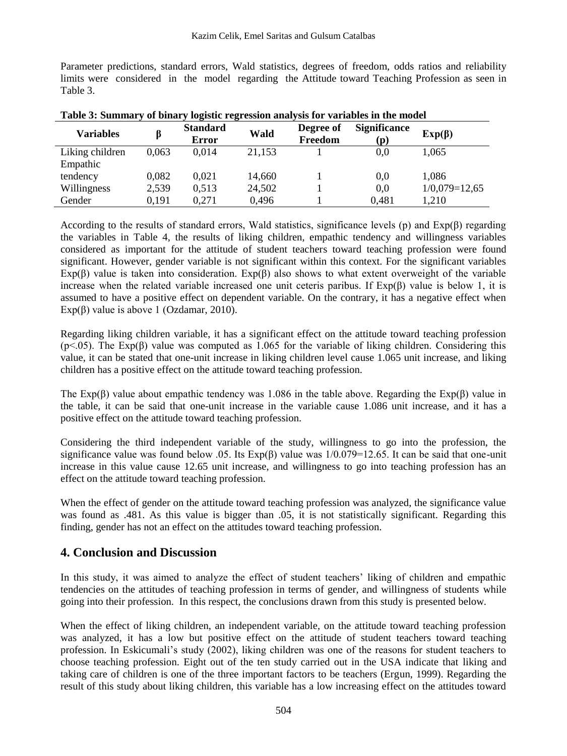Parameter predictions, standard errors, Wald statistics, degrees of freedom, odds ratios and reliability limits were considered in the model regarding the Attitude toward Teaching Profession as seen in Table 3.

**Table 3: Summary of binary logistic regression analysis for variables in the model**

| Variables | β | Standard Error | Wald | Degree of Freedom | Significance (p) | Exp(β) |
|---|---|---|---|---|---|---|
| Liking children | 0,063 | 0,014 | 21,153 | 1 | 0,0 | 1,065 |
| Empathic tendency | 0,082 | 0,021 | 14,660 | 1 | 0,0 | 1,086 |
| Willingness | 2,539 | 0,513 | 24,502 | 1 | 0,0 | 1/0,079=12,65 |
| Gender | 0,191 | 0,271 | 0,496 | 1 | 0,481 | 1,210 |

According to the results of standard errors, Wald statistics, significance levels (p) and Exp(β) regarding the variables in Table 4, the results of liking children, empathic tendency and willingness variables considered as important for the attitude of student teachers toward teaching profession were found significant. However, gender variable is not significant within this context. For the significant variables Exp(β) value is taken into consideration. Exp(β) also shows to what extent overweight of the variable increase when the related variable increased one unit ceteris paribus. If Exp(β) value is below 1, it is assumed to have a positive effect on dependent variable. On the contrary, it has a negative effect when Exp(β) value is above 1 (Ozdamar, 2010).

Regarding liking children variable, it has a significant effect on the attitude toward teaching profession ($p<.05$). The Exp(β) value was computed as 1.065 for the variable of liking children. Considering this value, it can be stated that one-unit increase in liking children level cause 1.065 unit increase, and liking children has a positive effect on the attitude toward teaching profession.

The Exp(β) value about empathic tendency was 1.086 in the table above. Regarding the Exp(β) value in the table, it can be said that one-unit increase in the variable cause 1.086 unit increase, and it has a positive effect on the attitude toward teaching profession.

Considering the third independent variable of the study, willingness to go into the profession, the significance value was found below .05. Its Exp(β) value was 1/0.079=12.65. It can be said that one-unit increase in this value cause 12.65 unit increase, and willingness to go into teaching profession has an effect on the attitude toward teaching profession.

When the effect of gender on the attitude toward teaching profession was analyzed, the significance value was found as .481. As this value is bigger than .05, it is not statistically significant. Regarding this finding, gender has not an effect on the attitudes toward teaching profession.

## 4. Conclusion and Discussion

In this study, it was aimed to analyze the effect of student teachers' liking of children and empathic tendencies on the attitudes of teaching profession in terms of gender, and willingness of students while going into their profession. In this respect, the conclusions drawn from this study is presented below.

When the effect of liking children, an independent variable, on the attitude toward teaching profession was analyzed, it has a low but positive effect on the attitude of student teachers toward teaching profession. In Eskicumali's study (2002), liking children was one of the reasons for student teachers to choose teaching profession. Eight out of the ten study carried out in the USA indicate that liking and taking care of children is one of the three important factors to be teachers (Ergun, 1999). Regarding the result of this study about liking children, this variable has a low increasing effect on the attitudes toward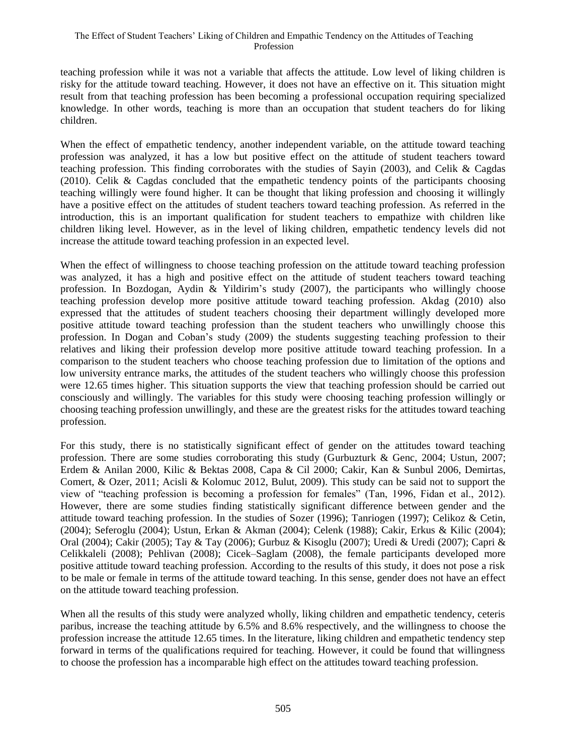teaching profession while it was not a variable that affects the attitude. Low level of liking children is risky for the attitude toward teaching. However, it does not have an effective on it. This situation might result from that teaching profession has been becoming a professional occupation requiring specialized knowledge. In other words, teaching is more than an occupation that student teachers do for liking children.

When the effect of empathetic tendency, another independent variable, on the attitude toward teaching profession was analyzed, it has a low but positive effect on the attitude of student teachers toward teaching profession. This finding corroborates with the studies of Sayin (2003), and Celik & Cagdas (2010). Celik & Cagdas concluded that the empathetic tendency points of the participants choosing teaching willingly were found higher. It can be thought that liking profession and choosing it willingly have a positive effect on the attitudes of student teachers toward teaching profession. As referred in the introduction, this is an important qualification for student teachers to empathize with children like children liking level. However, as in the level of liking children, empathetic tendency levels did not increase the attitude toward teaching profession in an expected level.

When the effect of willingness to choose teaching profession on the attitude toward teaching profession was analyzed, it has a high and positive effect on the attitude of student teachers toward teaching profession. In Bozdogan, Aydin & Yildirim's study (2007), the participants who willingly choose teaching profession develop more positive attitude toward teaching profession. Akdag (2010) also expressed that the attitudes of student teachers choosing their department willingly developed more positive attitude toward teaching profession than the student teachers who unwillingly choose this profession. In Dogan and Coban's study (2009) the students suggesting teaching profession to their relatives and liking their profession develop more positive attitude toward teaching profession. In a comparison to the student teachers who choose teaching profession due to limitation of the options and low university entrance marks, the attitudes of the student teachers who willingly choose this profession were 12.65 times higher. This situation supports the view that teaching profession should be carried out consciously and willingly. The variables for this study were choosing teaching profession willingly or choosing teaching profession unwillingly, and these are the greatest risks for the attitudes toward teaching profession.

For this study, there is no statistically significant effect of gender on the attitudes toward teaching profession. There are some studies corroborating this study (Gurbuzturk & Genc, 2004; Ustun, 2007; Erdem & Anilan 2000, Kilic & Bektas 2008, Capa & Cil 2000; Cakir, Kan & Sunbul 2006, Demirtas, Comert, & Ozer, 2011; Acisli & Kolomuc 2012, Bulut, 2009). This study can be said not to support the view of "teaching profession is becoming a profession for females" (Tan, 1996, Fidan et al., 2012). However, there are some studies finding statistically significant difference between gender and the attitude toward teaching profession. In the studies of Sozer (1996); Tanriogen (1997); Celikoz & Cetin, (2004); Seferoglu (2004); Ustun, Erkan & Akman (2004); Celenk (1988); Cakir, Erkus & Kilic (2004); Oral (2004); Cakir (2005); Tay & Tay (2006); Gurbuz & Kisoglu (2007); Uredi & Uredi (2007); Capri & Celikkaleli (2008); Pehlivan (2008); Cicek–Saglam (2008), the female participants developed more positive attitude toward teaching profession. According to the results of this study, it does not pose a risk to be male or female in terms of the attitude toward teaching. In this sense, gender does not have an effect on the attitude toward teaching profession.

When all the results of this study were analyzed wholly, liking children and empathetic tendency, ceteris paribus, increase the teaching attitude by 6.5% and 8.6% respectively, and the willingness to choose the profession increase the attitude 12.65 times. In the literature, liking children and empathetic tendency step forward in terms of the qualifications required for teaching. However, it could be found that willingness to choose the profession has a incomparable high effect on the attitudes toward teaching profession.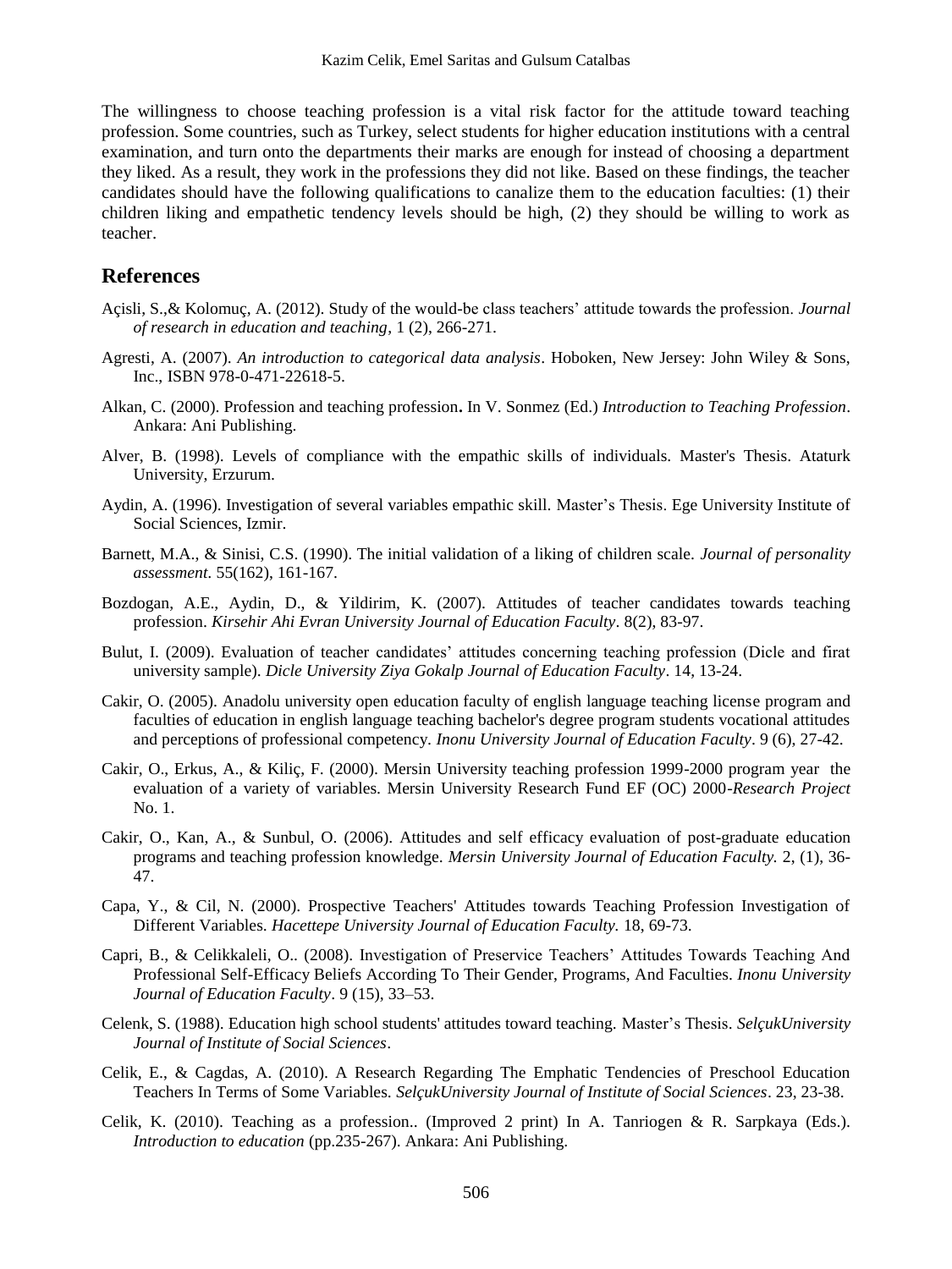The willingness to choose teaching profession is a vital risk factor for the attitude toward teaching profession. Some countries, such as Turkey, select students for higher education institutions with a central examination, and turn onto the departments their marks are enough for instead of choosing a department they liked. As a result, they work in the professions they did not like. Based on these findings, the teacher candidates should have the following qualifications to canalize them to the education faculties: (1) their children liking and empathetic tendency levels should be high, (2) they should be willing to work as teacher.

## References

Açisli, S.,& Kolomuç, A. (2012). Study of the would-be class teachers' attitude towards the profession. *Journal of research in education and teaching*, 1 (2), 266-271.

Agresti, A. (2007). *An introduction to categorical data analysis*. Hoboken, New Jersey: John Wiley & Sons, Inc., ISBN 978-0-471-22618-5.

Alkan, C. (2000). Profession and teaching profession**.** In V. Sonmez (Ed.) *Introduction to Teaching Profession*. Ankara: Ani Publishing.

Alver, B. (1998). Levels of compliance with the empathic skills of individuals. Master's Thesis. Ataturk University, Erzurum.

Aydin, A. (1996). Investigation of several variables empathic skill. Master's Thesis. Ege University Institute of Social Sciences, Izmir.

Barnett, M.A., & Sinisi, C.S. (1990). The initial validation of a liking of children scale. *Journal of personality assessment*. 55(162), 161-167.

Bozdogan, A.E., Aydin, D., & Yildirim, K. (2007). Attitudes of teacher candidates towards teaching profession. *Kirsehir Ahi Evran University Journal of Education Faculty*. 8(2), 83-97.

Bulut, I. (2009). Evaluation of teacher candidates' attitudes concerning teaching profession (Dicle and firat university sample). *Dicle University Ziya Gokalp Journal of Education Faculty*. 14, 13-24.

Cakir, O. (2005). Anadolu university open education faculty of english language teaching license program and faculties of education in english language teaching bachelor's degree program students vocational attitudes and perceptions of professional competency. *Inonu University Journal of Education Faculty*. 9 (6), 27-42.

Cakir, O., Erkus, A., & Kiliç, F. (2000). Mersin University teaching profession 1999-2000 program year the evaluation of a variety of variables. Mersin University Research Fund EF (OC) 2000-*Research Project* No. 1.

Cakir, O., Kan, A., & Sunbul, O. (2006). Attitudes and self efficacy evaluation of post-graduate education programs and teaching profession knowledge. *Mersin University Journal of Education Faculty.* 2, (1), 36-47.

Capa, Y., & Cil, N. (2000). Prospective Teachers' Attitudes towards Teaching Profession Investigation of Different Variables. *Hacettepe University Journal of Education Faculty.* 18, 69-73.

Capri, B., & Celikkaleli, O.. (2008). Investigation of Preservice Teachers' Attitudes Towards Teaching And Professional Self-Efficacy Beliefs According To Their Gender, Programs, And Faculties. *Inonu University Journal of Education Faculty*. 9 (15), 33–53.

Celenk, S. (1988). Education high school students' attitudes toward teaching. Master's Thesis. *SelçukUniversity Journal of Institute of Social Sciences*.

Celik, E., & Cagdas, A. (2010). A Research Regarding The Emphatic Tendencies of Preschool Education Teachers In Terms of Some Variables. *SelçukUniversity Journal of Institute of Social Sciences*. 23, 23-38.

Celik, K. (2010). Teaching as a profession.. (Improved 2 print) In A. Tanriogen & R. Sarpkaya (Eds.). *Introduction to education* (pp.235-267). Ankara: Ani Publishing.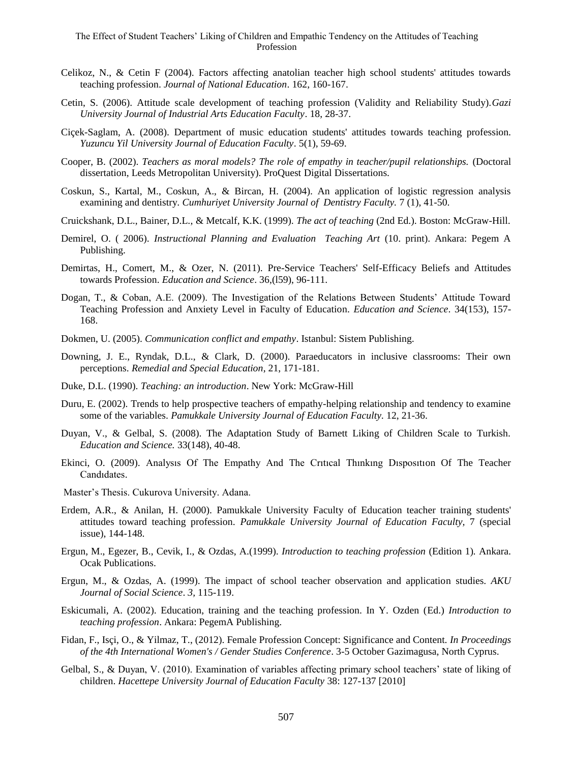Celikoz, N., & Cetin F (2004). Factors affecting anatolian teacher high school students' attitudes towards teaching profession. *Journal of National Education*. 162, 160-167.

Cetin, S. (2006). Attitude scale development of teaching profession (Validity and Reliability Study).*Gazi University Journal of Industrial Arts Education Faculty*. 18, 28-37.

Ciçek-Saglam, A. (2008). Department of music education students' attitudes towards teaching profession. *Yuzuncu Yil University Journal of Education Faculty*. 5(1), 59-69.

Cooper, B. (2002). *Teachers as moral models? The role of empathy in teacher/pupil relationships.* (Doctoral dissertation, Leeds Metropolitan University). ProQuest Digital Dissertations.

Coskun, S., Kartal, M., Coskun, A., & Bircan, H. (2004). An application of logistic regression analysis examining and dentistry. *Cumhuriyet University Journal of Dentistry Faculty.* 7 (1), 41-50.

Cruickshank, D.L., Bainer, D.L., & Metcalf, K.K. (1999). *The act of teaching* (2nd Ed.). Boston: McGraw-Hill.

Demirel, O. ( 2006). *Instructional Planning and Evaluation Teaching Art* (10. print). Ankara: Pegem A Publishing.

Demirtas, H., Comert, M., & Ozer, N. (2011). Pre-Service Teachers' Self-Efficacy Beliefs and Attitudes towards Profession. *Education and Science*. 36,(l59), 96-111.

Dogan, T., & Coban, A.E. (2009). The Investigation of the Relations Between Students' Attitude Toward Teaching Profession and Anxiety Level in Faculty of Education. *Education and Science*. 34(153), 157-168.

Dokmen, U. (2005). *Communication conflict and empathy*. Istanbul: Sistem Publishing.

Downing, J. E., Ryndak, D.L., & Clark, D. (2000). Paraeducators in inclusive classrooms: Their own perceptions. *Remedial and Special Education*, 21, 171-181.

Duke, D.L. (1990). *Teaching: an introduction*. New York: McGraw-Hill

Duru, E. (2002). Trends to help prospective teachers of empathy-helping relationship and tendency to examine some of the variables. *Pamukkale University Journal of Education Faculty.* 12, 21-36.

Duyan, V., & Gelbal, S. (2008). The Adaptation Study of Barnett Liking of Children Scale to Turkish. *Education and Science.* 33(148), 40-48.

Ekinci, O. (2009). Analysıs Of The Empathy And The Crıtıcal Thınkıng Dısposıtıon Of The Teacher Candıdates.

Master's Thesis. Cukurova University. Adana.

Erdem, A.R., & Anilan, H. (2000). Pamukkale University Faculty of Education teacher training students' attitudes toward teaching profession. *Pamukkale University Journal of Education Faculty,* 7 (special issue), 144-148.

Ergun, M., Egezer, B., Cevik, I., & Ozdas, A.(1999). *Introduction to teaching profession* (Edition 1)*.* Ankara. Ocak Publications.

Ergun, M., & Ozdas, A. (1999). The impact of school teacher observation and application studies. *AKU Journal of Social Science*. *3,* 115-119.

Eskicumali, A. (2002). Education, training and the teaching profession. In Y. Ozden (Ed.) *Introduction to teaching profession*. Ankara: PegemA Publishing.

Fidan, F., Isçi, O., & Yilmaz, T., (2012). Female Profession Concept: Significance and Content. *In Proceedings of the 4th International Women's / Gender Studies Conference*. 3-5 October Gazimagusa, North Cyprus.

Gelbal, S., & Duyan, V. (2010). Examination of variables affecting primary school teachers' state of liking of children. *Hacettepe University Journal of Education Faculty* 38: 127-137 [2010]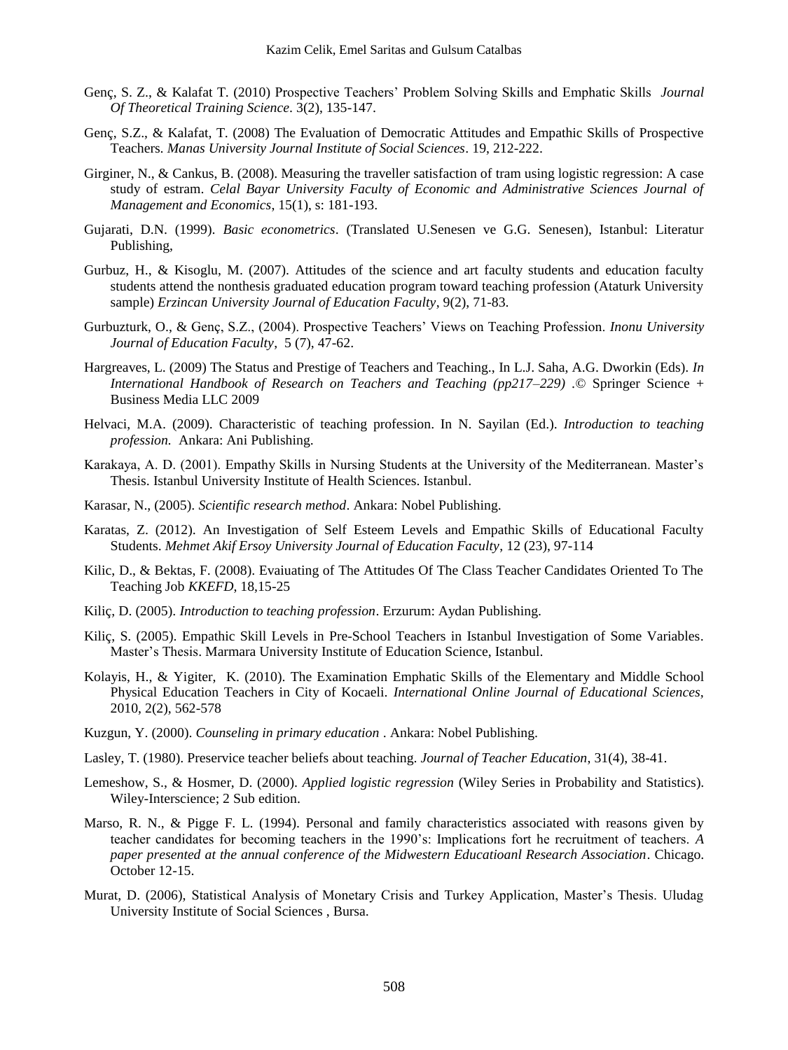Genç, S. Z., & Kalafat T. (2010) Prospective Teachers' Problem Solving Skills and Emphatic Skills *Journal Of Theoretical Training Science*. 3(2), 135-147.

Genç, S.Z., & Kalafat, T. (2008) The Evaluation of Democratic Attitudes and Empathic Skills of Prospective Teachers. *Manas University Journal Institute of Social Sciences*. 19, 212-222.

Girginer, N., & Cankus, B. (2008). Measuring the traveller satisfaction of tram using logistic regression: A case study of estram. *Celal Bayar University Faculty of Economic and Administrative Sciences Journal of Management and Economics*, 15(1), s: 181-193.

Gujarati, D.N. (1999). *Basic econometrics*. (Translated U.Senesen ve G.G. Senesen), Istanbul: Literatur Publishing,

Gurbuz, H., & Kisoglu, M. (2007). Attitudes of the science and art faculty students and education faculty students attend the nonthesis graduated education program toward teaching profession (Ataturk University sample) *Erzincan University Journal of Education Faculty*, 9(2), 71-83.

Gurbuzturk, O., & Genç, S.Z., (2004). Prospective Teachers' Views on Teaching Profession. *Inonu University Journal of Education Faculty*, 5 (7), 47-62.

Hargreaves, L. (2009) The Status and Prestige of Teachers and Teaching., In L.J. Saha, A.G. Dworkin (Eds). *In International Handbook of Research on Teachers and Teaching (pp217–229)* .© Springer Science + Business Media LLC 2009

Helvaci, M.A. (2009). Characteristic of teaching profession. In N. Sayilan (Ed.). *Introduction to teaching profession.* Ankara: Ani Publishing.

Karakaya, A. D. (2001). Empathy Skills in Nursing Students at the University of the Mediterranean. Master's Thesis. Istanbul University Institute of Health Sciences. Istanbul.

Karasar, N., (2005). *Scientific research method*. Ankara: Nobel Publishing.

Karatas, Z. (2012). An Investigation of Self Esteem Levels and Empathic Skills of Educational Faculty Students. *Mehmet Akif Ersoy University Journal of Education Faculty*, 12 (23), 97-114

Kilic, D., & Bektas, F. (2008). Evaiuating of The Attitudes Of The Class Teacher Candidates Oriented To The Teaching Job *KKEFD*, 18,15-25

Kiliç, D. (2005). *Introduction to teaching profession*. Erzurum: Aydan Publishing.

Kiliç, S. (2005). Empathic Skill Levels in Pre-School Teachers in Istanbul Investigation of Some Variables. Master's Thesis. Marmara University Institute of Education Science, Istanbul.

Kolayis, H., & Yigiter, K. (2010). The Examination Emphatic Skills of the Elementary and Middle School Physical Education Teachers in City of Kocaeli. *International Online Journal of Educational Sciences*, 2010, 2(2), 562-578

Kuzgun, Y. (2000). *Counseling in primary education* . Ankara: Nobel Publishing.

Lasley, T. (1980). Preservice teacher beliefs about teaching. *Journal of Teacher Education*, 31(4), 38-41.

Lemeshow, S., & Hosmer, D. (2000). *Applied logistic regression* (Wiley Series in Probability and Statistics). Wiley-Interscience; 2 Sub edition.

Marso, R. N., & Pigge F. L. (1994). Personal and family characteristics associated with reasons given by teacher candidates for becoming teachers in the 1990's: Implications fort he recruitment of teachers. *A paper presented at the annual conference of the Midwestern Educatioanl Research Association*. Chicago. October 12-15.

Murat, D. (2006), Statistical Analysis of Monetary Crisis and Turkey Application, Master's Thesis. Uludag University Institute of Social Sciences , Bursa.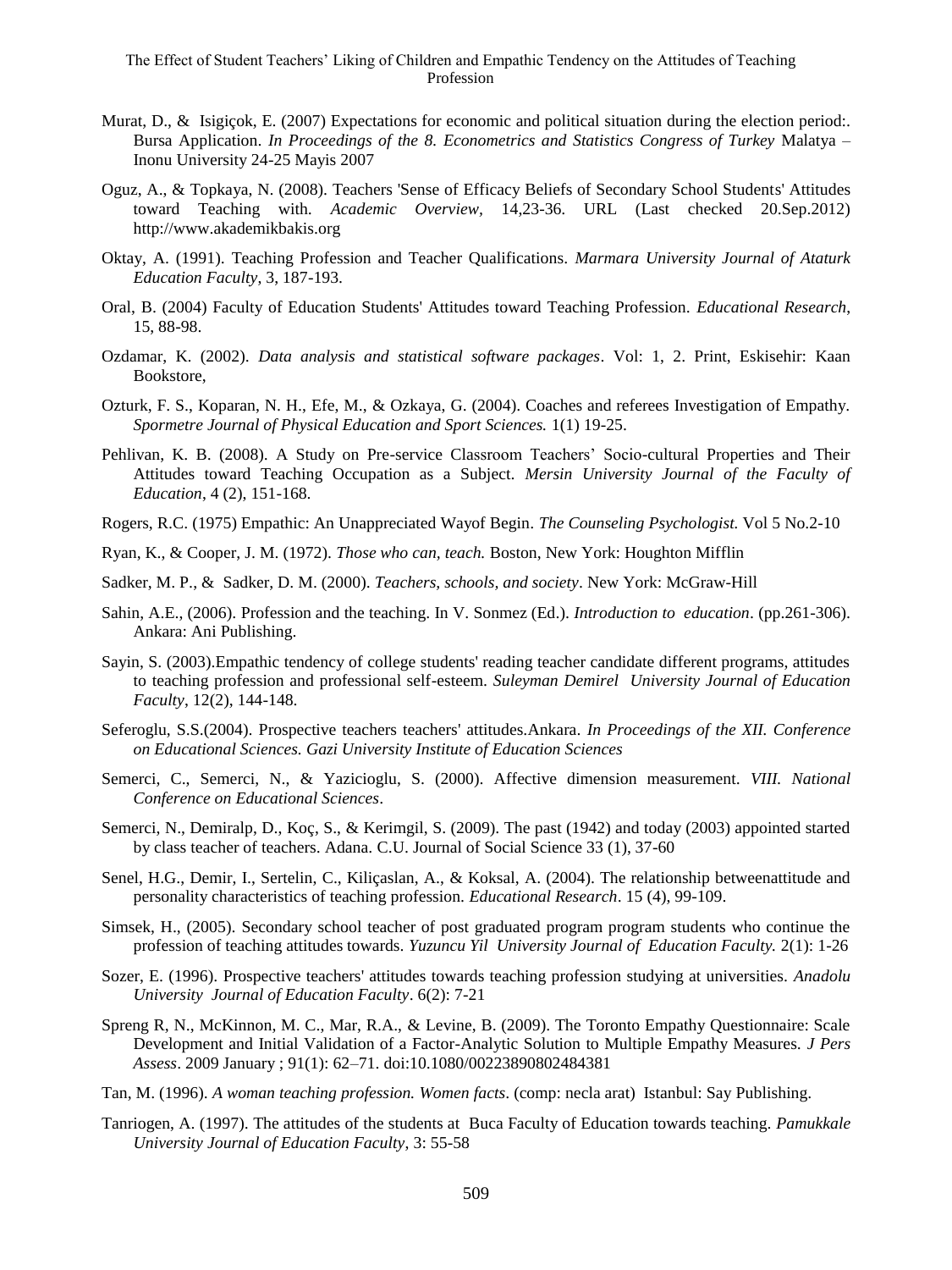Murat, D., & Isigiçok, E. (2007) Expectations for economic and political situation during the election period:. Bursa Application. *In Proceedings of the 8. Econometrics and Statistics Congress of Turkey* Malatya – Inonu University 24-25 Mayis 2007

Oguz, A., & Topkaya, N. (2008). Teachers 'Sense of Efficacy Beliefs of Secondary School Students' Attitudes toward Teaching with. *Academic Overview*, 14,23-36. URL (Last checked 20.Sep.2012) http://www.akademikbakis.org

Oktay, A. (1991). Teaching Profession and Teacher Qualifications. *Marmara University Journal of Ataturk Education Faculty*, 3, 187-193.

Oral, B. (2004) Faculty of Education Students' Attitudes toward Teaching Profession. *Educational Research*, 15, 88-98.

Ozdamar, K. (2002). *Data analysis and statistical software packages*. Vol: 1, 2. Print, Eskisehir: Kaan Bookstore,

Ozturk, F. S., Koparan, N. H., Efe, M., & Ozkaya, G. (2004). Coaches and referees Investigation of Empathy. *Spormetre Journal of Physical Education and Sport Sciences.* 1(1) 19-25.

Pehlivan, K. B. (2008). A Study on Pre-service Classroom Teachers' Socio-cultural Properties and Their Attitudes toward Teaching Occupation as a Subject. *Mersin University Journal of the Faculty of Education*, 4 (2), 151-168.

Rogers, R.C. (1975) Empathic: An Unappreciated Wayof Begin. *The Counseling Psychologist.* Vol 5 No.2-10

Ryan, K., & Cooper, J. M. (1972). *Those who can, teach.* Boston, New York: Houghton Mifflin

Sadker, M. P., & Sadker, D. M. (2000). *Teachers, schools, and society*. New York: McGraw-Hill

Sahin, A.E., (2006). Profession and the teaching. In V. Sonmez (Ed.). *Introduction to education*. (pp.261-306). Ankara: Ani Publishing.

Sayin, S. (2003).Empathic tendency of college students' reading teacher candidate different programs, attitudes to teaching profession and professional self-esteem. *Suleyman Demirel University Journal of Education Faculty*, 12(2), 144-148.

Seferoglu, S.S.(2004). Prospective teachers teachers' attitudes.Ankara. *In Proceedings of the XII. Conference on Educational Sciences. Gazi University Institute of Education Sciences*

Semerci, C., Semerci, N., & Yazicioglu, S. (2000). Affective dimension measurement. *VIII. National Conference on Educational Sciences*.

Semerci, N., Demiralp, D., Koç, S., & Kerimgil, S. (2009). The past (1942) and today (2003) appointed started by class teacher of teachers. Adana. C.U. Journal of Social Science 33 (1), 37-60

Senel, H.G., Demir, I., Sertelin, C., Kiliçaslan, A., & Koksal, A. (2004). The relationship betweenattitude and personality characteristics of teaching profession. *Educational Research*. 15 (4), 99-109.

Simsek, H., (2005). Secondary school teacher of post graduated program program students who continue the profession of teaching attitudes towards. *Yuzuncu Yil University Journal of Education Faculty.* 2(1): 1-26

Sozer, E. (1996). Prospective teachers' attitudes towards teaching profession studying at universities. *Anadolu University Journal of Education Faculty*. 6(2): 7-21

Spreng R, N., McKinnon, M. C., Mar, R.A., & Levine, B. (2009). The Toronto Empathy Questionnaire: Scale Development and Initial Validation of a Factor-Analytic Solution to Multiple Empathy Measures. *J Pers Assess*. 2009 January ; 91(1): 62–71. doi:10.1080/00223890802484381

Tan, M. (1996). *A woman teaching profession. Women facts*. (comp: necla arat) Istanbul: Say Publishing.

Tanriogen, A. (1997). The attitudes of the students at Buca Faculty of Education towards teaching. *Pamukkale University Journal of Education Faculty*, 3: 55-58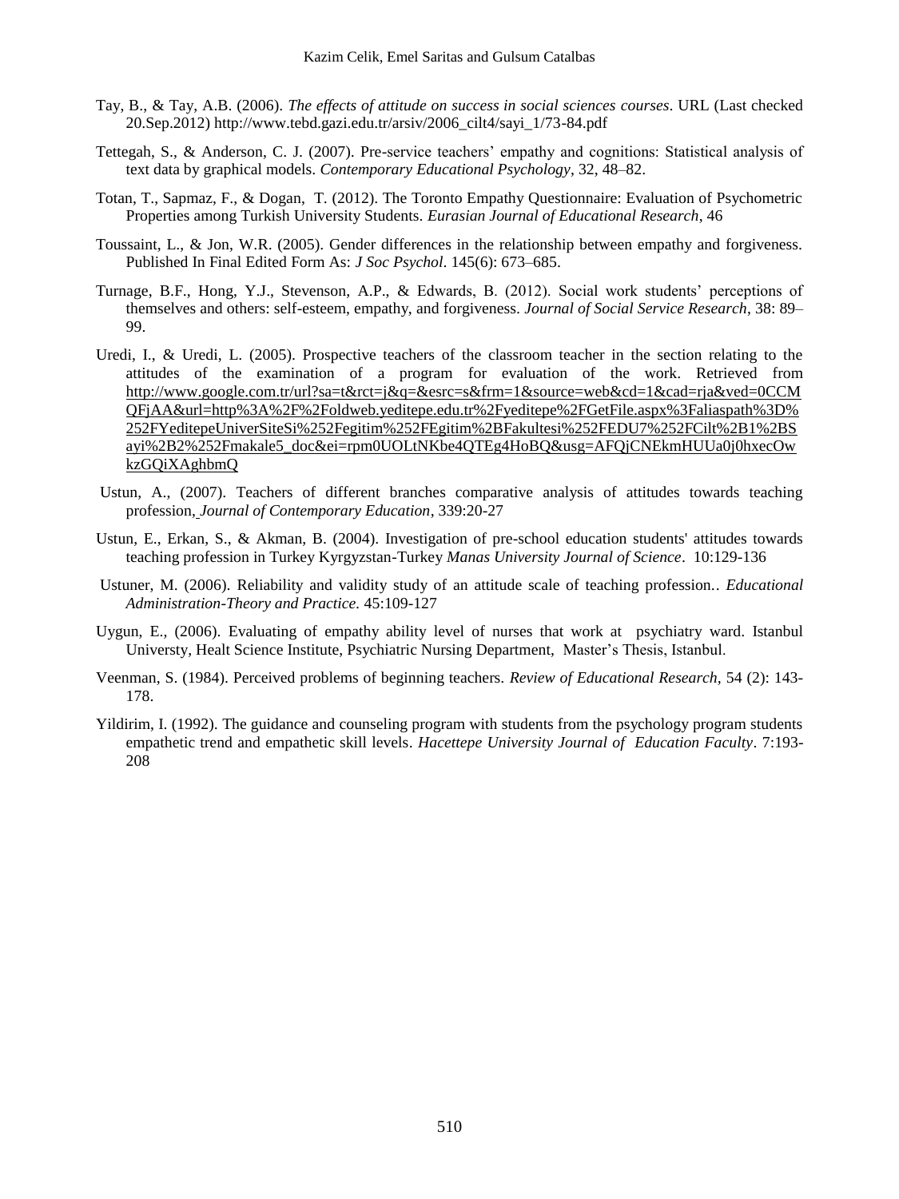Tay, B., & Tay, A.B. (2006). *The effects of attitude on success in social sciences courses*. URL (Last checked 20.Sep.2012) http://www.tebd.gazi.edu.tr/arsiv/2006_cilt4/sayi_1/73-84.pdf

Tettegah, S., & Anderson, C. J. (2007). Pre-service teachers' empathy and cognitions: Statistical analysis of text data by graphical models. *Contemporary Educational Psychology*, 32, 48–82.

Totan, T., Sapmaz, F., & Dogan, T. (2012). The Toronto Empathy Questionnaire: Evaluation of Psychometric Properties among Turkish University Students. *Eurasian Journal of Educational Research*, 46

Toussaint, L., & Jon, W.R. (2005). Gender differences in the relationship between empathy and forgiveness. Published In Final Edited Form As: *J Soc Psychol*. 145(6): 673–685.

Turnage, B.F., Hong, Y.J., Stevenson, A.P., & Edwards, B. (2012). Social work students' perceptions of themselves and others: self-esteem, empathy, and forgiveness. *Journal of Social Service Research*, 38: 89–99.

Uredi, I., & Uredi, L. (2005). Prospective teachers of the classroom teacher in the section relating to the attitudes of the examination of a program for evaluation of the work. Retrieved from http://www.google.com.tr/url?sa=t&rct=j&q=&esrc=s&frm=1&source=web&cd=1&cad=rja&ved=0CCMQFjAA&url=http%3A%2F%2Foldweb.yeditepe.edu.tr%2Fyeditepe%2FGetFile.aspx%3Faliaspath%3D%252FYeditepeUniverSiteSi%252Fegitim%252FEgitim%2BFakultesi%252FEDU7%252FCilt%2B1%2BSayi%2B2%252Fmakale5_doc&ei=rpm0UOLtNKbe4QTEg4HoBQ&usg=AFQjCNEkmHUUa0j0hxecOwkzGQiXAghbmQ

Ustun, A., (2007). Teachers of different branches comparative analysis of attitudes towards teaching profession, *Journal of Contemporary Education*, 339:20-27

Ustun, E., Erkan, S., & Akman, B. (2004). Investigation of pre-school education students' attitudes towards teaching profession in Turkey Kyrgyzstan-Turkey *Manas University Journal of Science*. 10:129-136

Ustuner, M. (2006). Reliability and validity study of an attitude scale of teaching profession.. *Educational Administration-Theory and Practice.* 45:109-127

Uygun, E., (2006). Evaluating of empathy ability level of nurses that work at psychiatry ward. Istanbul Universty, Healt Science Institute, Psychiatric Nursing Department, Master's Thesis, Istanbul.

Veenman, S. (1984). Perceived problems of beginning teachers. *Review of Educational Research,* 54 (2): 143-178.

Yildirim, I. (1992). The guidance and counseling program with students from the psychology program students empathetic trend and empathetic skill levels. *Hacettepe University Journal of Education Faculty*. 7:193-208